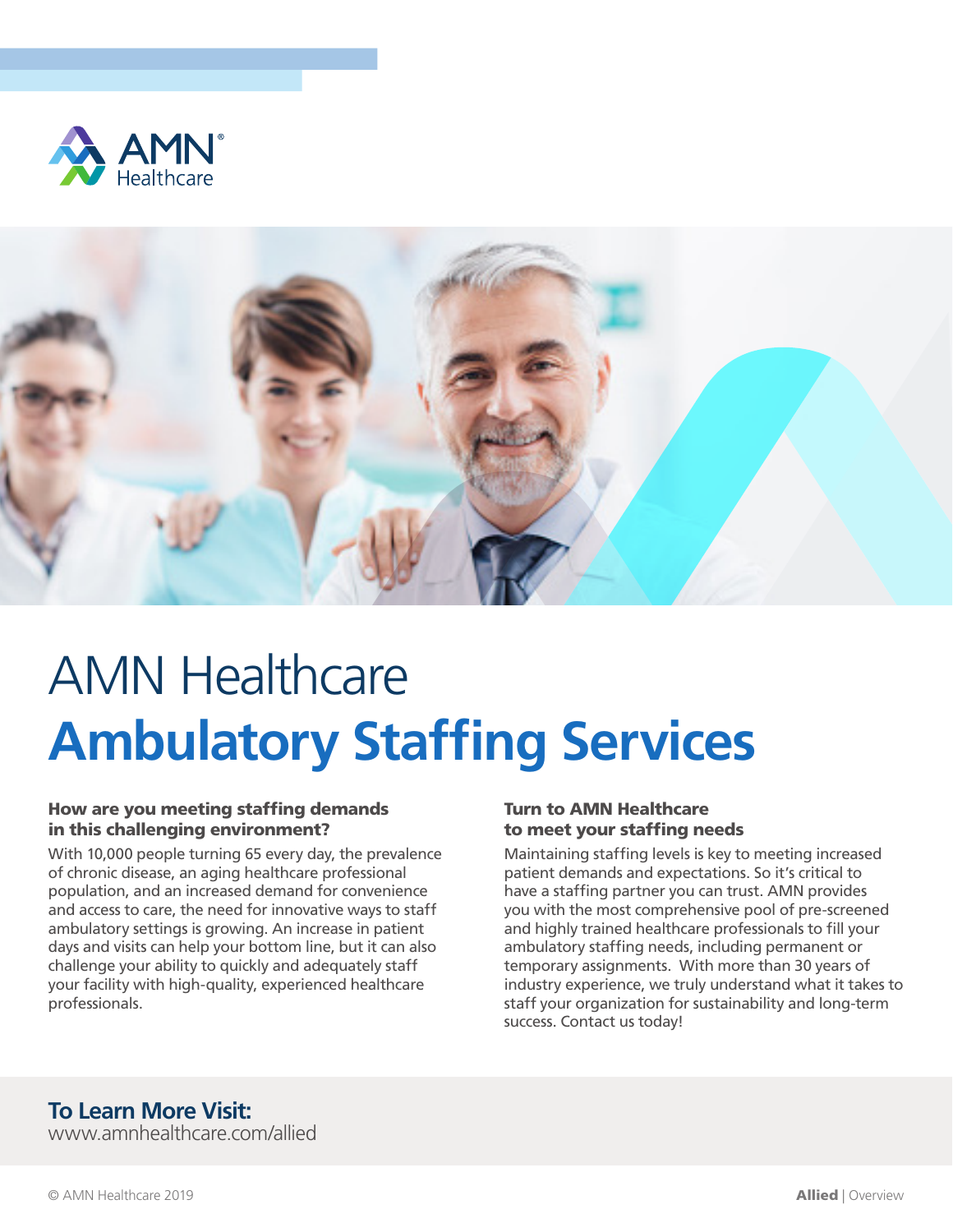AMN Healthcare

# AMN Healthcare
# Ambulatory Staffing Services

**How are you meeting staffing demands in this challenging environment?**

With 10,000 people turning 65 every day, the prevalence of chronic disease, an aging healthcare professional population, and an increased demand for convenience and access to care, the need for innovative ways to staff ambulatory settings is growing. An increase in patient days and visits can help your bottom line, but it can also challenge your ability to quickly and adequately staff your facility with high-quality, experienced healthcare professionals.

**Turn to AMN Healthcare to meet your staffing needs**

Maintaining staffing levels is key to meeting increased patient demands and expectations. So it's critical to have a staffing partner you can trust. AMN provides you with the most comprehensive pool of pre-screened and highly trained healthcare professionals to fill your ambulatory staffing needs, including permanent or temporary assignments. With more than 30 years of industry experience, we truly understand what it takes to staff your organization for sustainability and long-term success. Contact us today!

## To Learn More Visit:

www.amnhealthcare.com/allied

© AMN Healthcare 2019

**Allied** | Overview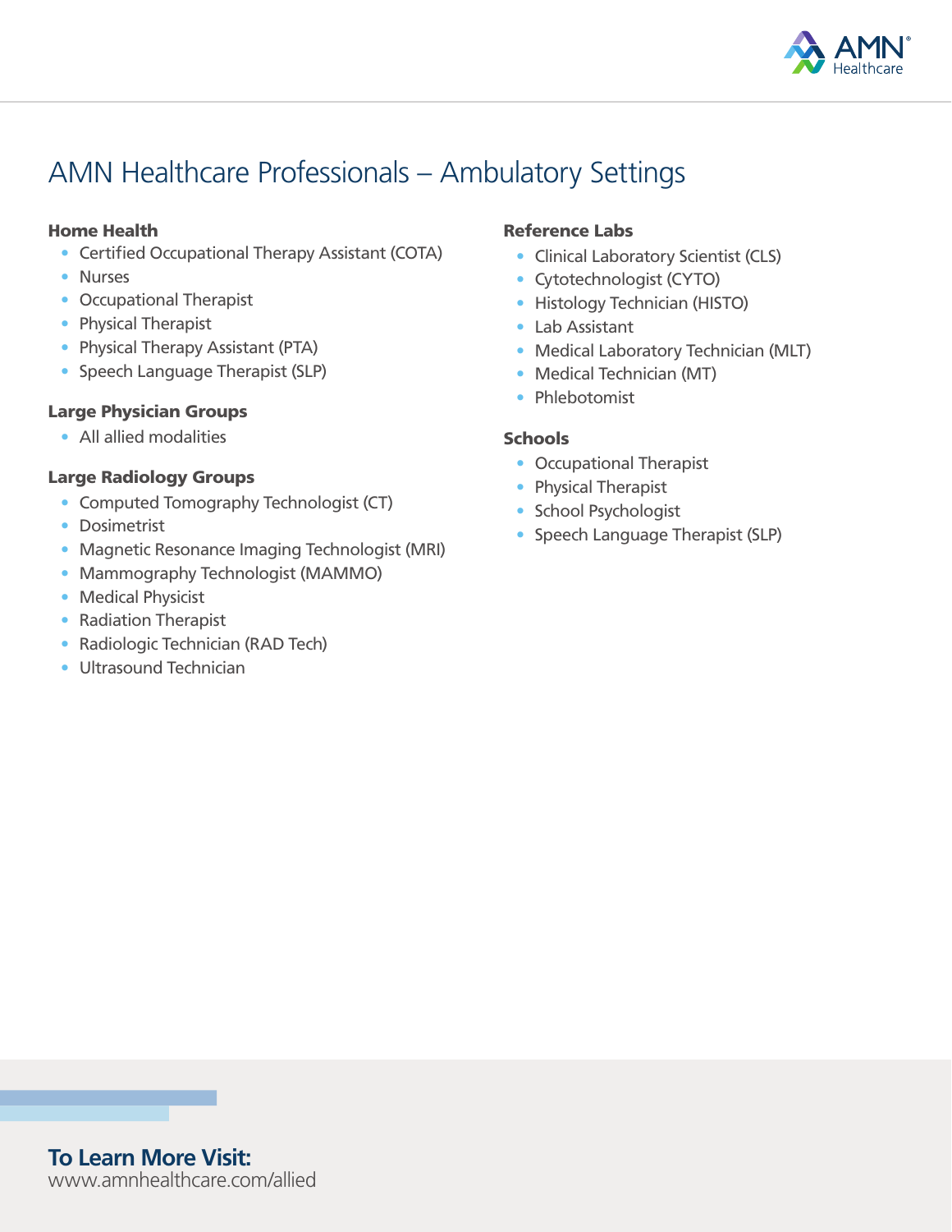# AMN Healthcare Professionals – Ambulatory Settings

**Home Health**

- Certified Occupational Therapy Assistant (COTA)
- Nurses
- Occupational Therapist
- Physical Therapist
- Physical Therapy Assistant (PTA)
- Speech Language Therapist (SLP)

**Large Physician Groups**

- All allied modalities

**Large Radiology Groups**

- Computed Tomography Technologist (CT)
- Dosimetrist
- Magnetic Resonance Imaging Technologist (MRI)
- Mammography Technologist (MAMMO)
- Medical Physicist
- Radiation Therapist
- Radiologic Technician (RAD Tech)
- Ultrasound Technician

**Reference Labs**

- Clinical Laboratory Scientist (CLS)
- Cytotechnologist (CYTO)
- Histology Technician (HISTO)
- Lab Assistant
- Medical Laboratory Technician (MLT)
- Medical Technician (MT)
- Phlebotomist

**Schools**

- Occupational Therapist
- Physical Therapist
- School Psychologist
- Speech Language Therapist (SLP)

**To Learn More Visit:**
www.amnhealthcare.com/allied